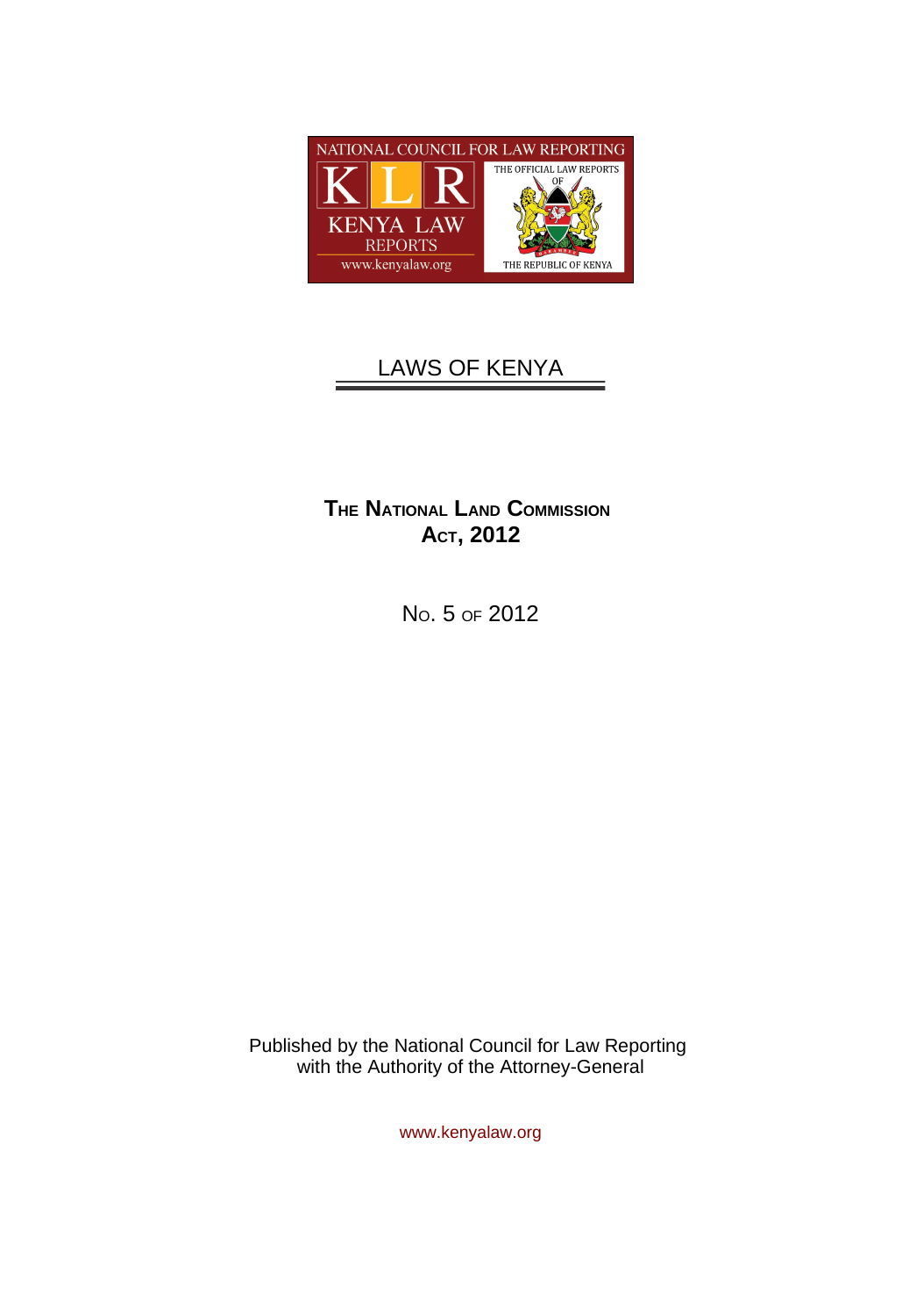NATIONAL COUNCIL FOR LAW REPORTING

KLR

KENYA LAW REPORTS

www.kenyalaw.org

THE OFFICIAL LAW REPORTS OF THE REPUBLIC OF KENYA

# LAWS OF KENYA

## THE NATIONAL LAND COMMISSION ACT, 2012

NO. 5 OF 2012

Published by the National Council for Law Reporting
with the Authority of the Attorney-General

www.kenyalaw.org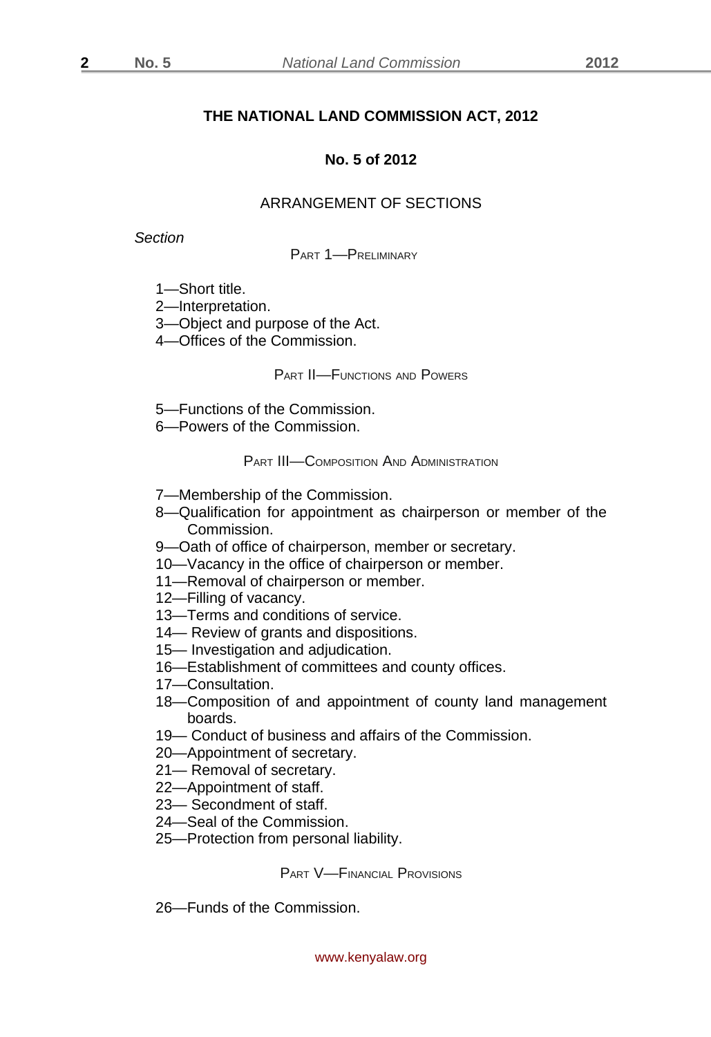# THE NATIONAL LAND COMMISSION ACT, 2012

## No. 5 of 2012

### ARRANGEMENT OF SECTIONS

*Section*

PART 1—PRELIMINARY

1—Short title.
2—Interpretation.
3—Object and purpose of the Act.
4—Offices of the Commission.

PART II—FUNCTIONS AND POWERS

5—Functions of the Commission.
6—Powers of the Commission.

PART III—COMPOSITION AND ADMINISTRATION

7—Membership of the Commission.
8—Qualification for appointment as chairperson or member of the Commission.
9—Oath of office of chairperson, member or secretary.
10—Vacancy in the office of chairperson or member.
11—Removal of chairperson or member.
12—Filling of vacancy.
13—Terms and conditions of service.
14— Review of grants and dispositions.
15— Investigation and adjudication.
16—Establishment of committees and county offices.
17—Consultation.
18—Composition of and appointment of county land management boards.
19— Conduct of business and affairs of the Commission.
20—Appointment of secretary.
21— Removal of secretary.
22—Appointment of staff.
23— Secondment of staff.
24—Seal of the Commission.
25—Protection from personal liability.

PART V—FINANCIAL PROVISIONS

26—Funds of the Commission.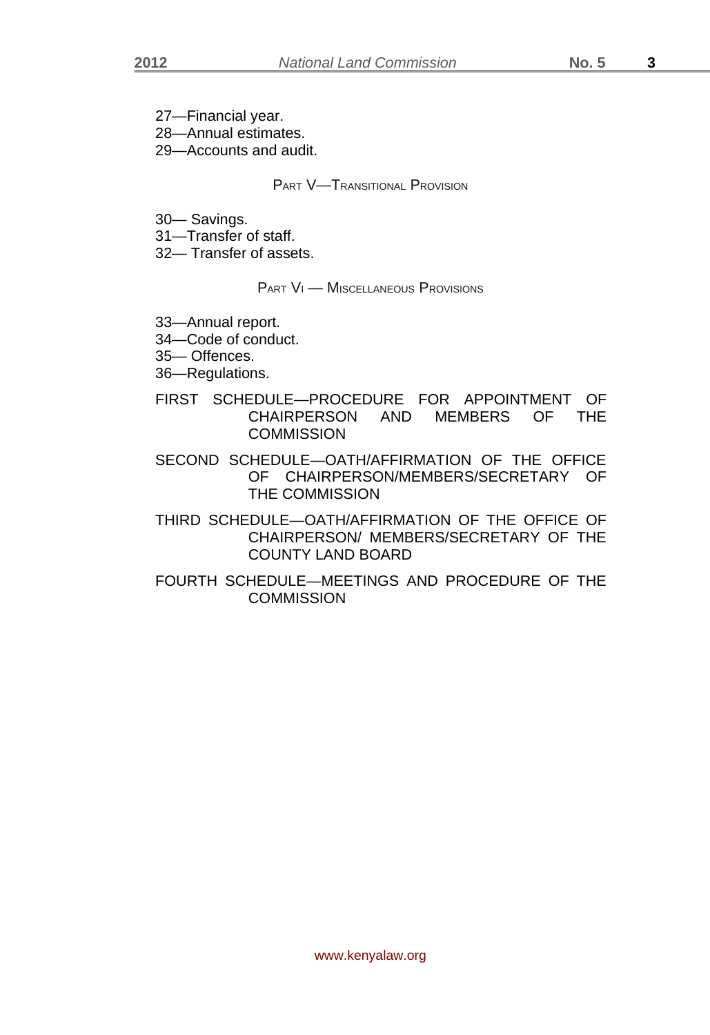27—Financial year.
28—Annual estimates.
29—Accounts and audit.

PART V—TRANSITIONAL PROVISION

30— Savings.
31—Transfer of staff.
32— Transfer of assets.

PART VI — MISCELLANEOUS PROVISIONS

33—Annual report.
34—Code of conduct.
35— Offences.
36—Regulations.

FIRST SCHEDULE—PROCEDURE FOR APPOINTMENT OF CHAIRPERSON AND MEMBERS OF THE COMMISSION

SECOND SCHEDULE—OATH/AFFIRMATION OF THE OFFICE OF CHAIRPERSON/MEMBERS/SECRETARY OF THE COMMISSION

THIRD SCHEDULE—OATH/AFFIRMATION OF THE OFFICE OF CHAIRPERSON/ MEMBERS/SECRETARY OF THE COUNTY LAND BOARD

FOURTH SCHEDULE—MEETINGS AND PROCEDURE OF THE COMMISSION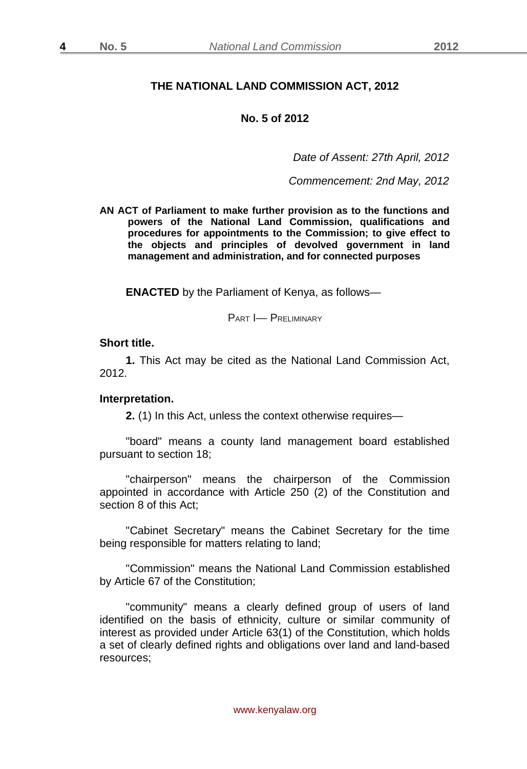# THE NATIONAL LAND COMMISSION ACT, 2012

**No. 5 of 2012**

*Date of Assent: 27th April, 2012*

*Commencement: 2nd May, 2012*

**AN ACT of Parliament to make further provision as to the functions and powers of the National Land Commission, qualifications and procedures for appointments to the Commission; to give effect to the objects and principles of devolved government in land management and administration, and for connected purposes**

**ENACTED** by the Parliament of Kenya, as follows—

## PART I— PRELIMINARY

### Short title.

**1.** This Act may be cited as the National Land Commission Act, 2012.

### Interpretation.

**2.** (1) In this Act, unless the context otherwise requires—

"board" means a county land management board established pursuant to section 18;

"chairperson" means the chairperson of the Commission appointed in accordance with Article 250 (2) of the Constitution and section 8 of this Act;

"Cabinet Secretary" means the Cabinet Secretary for the time being responsible for matters relating to land;

"Commission" means the National Land Commission established by Article 67 of the Constitution;

"community" means a clearly defined group of users of land identified on the basis of ethnicity, culture or similar community of interest as provided under Article 63(1) of the Constitution, which holds a set of clearly defined rights and obligations over land and land-based resources;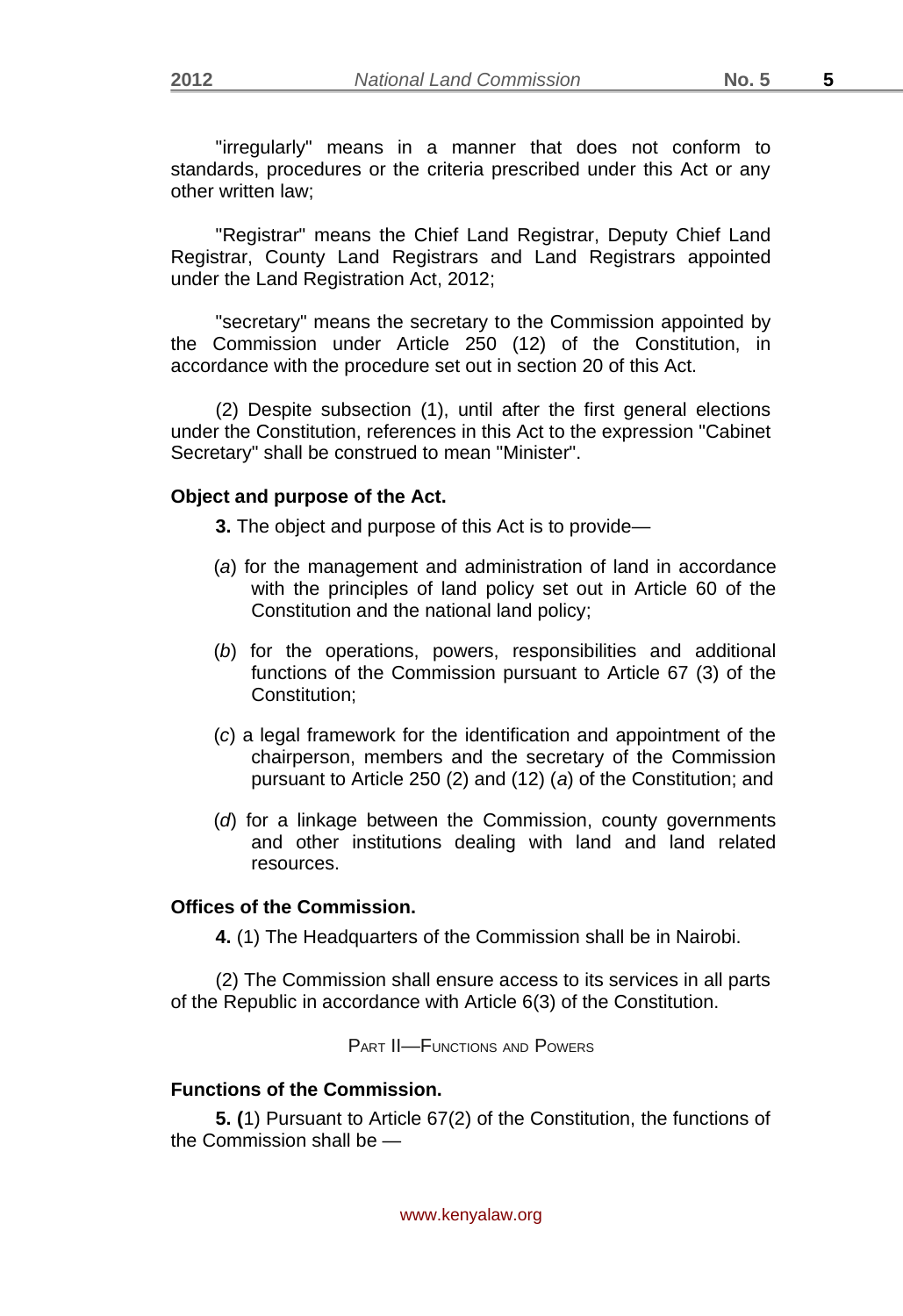"irregularly" means in a manner that does not conform to standards, procedures or the criteria prescribed under this Act or any other written law;

"Registrar" means the Chief Land Registrar, Deputy Chief Land Registrar, County Land Registrars and Land Registrars appointed under the Land Registration Act, 2012;

"secretary" means the secretary to the Commission appointed by the Commission under Article 250 (12) of the Constitution, in accordance with the procedure set out in section 20 of this Act.

(2) Despite subsection (1), until after the first general elections under the Constitution, references in this Act to the expression "Cabinet Secretary" shall be construed to mean "Minister".

**Object and purpose of the Act.**

**3.** The object and purpose of this Act is to provide—

(*a*) for the management and administration of land in accordance with the principles of land policy set out in Article 60 of the Constitution and the national land policy;

(*b*) for the operations, powers, responsibilities and additional functions of the Commission pursuant to Article 67 (3) of the Constitution;

(*c*) a legal framework for the identification and appointment of the chairperson, members and the secretary of the Commission pursuant to Article 250 (2) and (12) (*a*) of the Constitution; and

(*d*) for a linkage between the Commission, county governments and other institutions dealing with land and land related resources.

**Offices of the Commission.**

**4.** (1) The Headquarters of the Commission shall be in Nairobi.

(2) The Commission shall ensure access to its services in all parts of the Republic in accordance with Article 6(3) of the Constitution.

## PART II—FUNCTIONS AND POWERS

**Functions of the Commission.**

**5. (**1) Pursuant to Article 67(2) of the Constitution, the functions of the Commission shall be —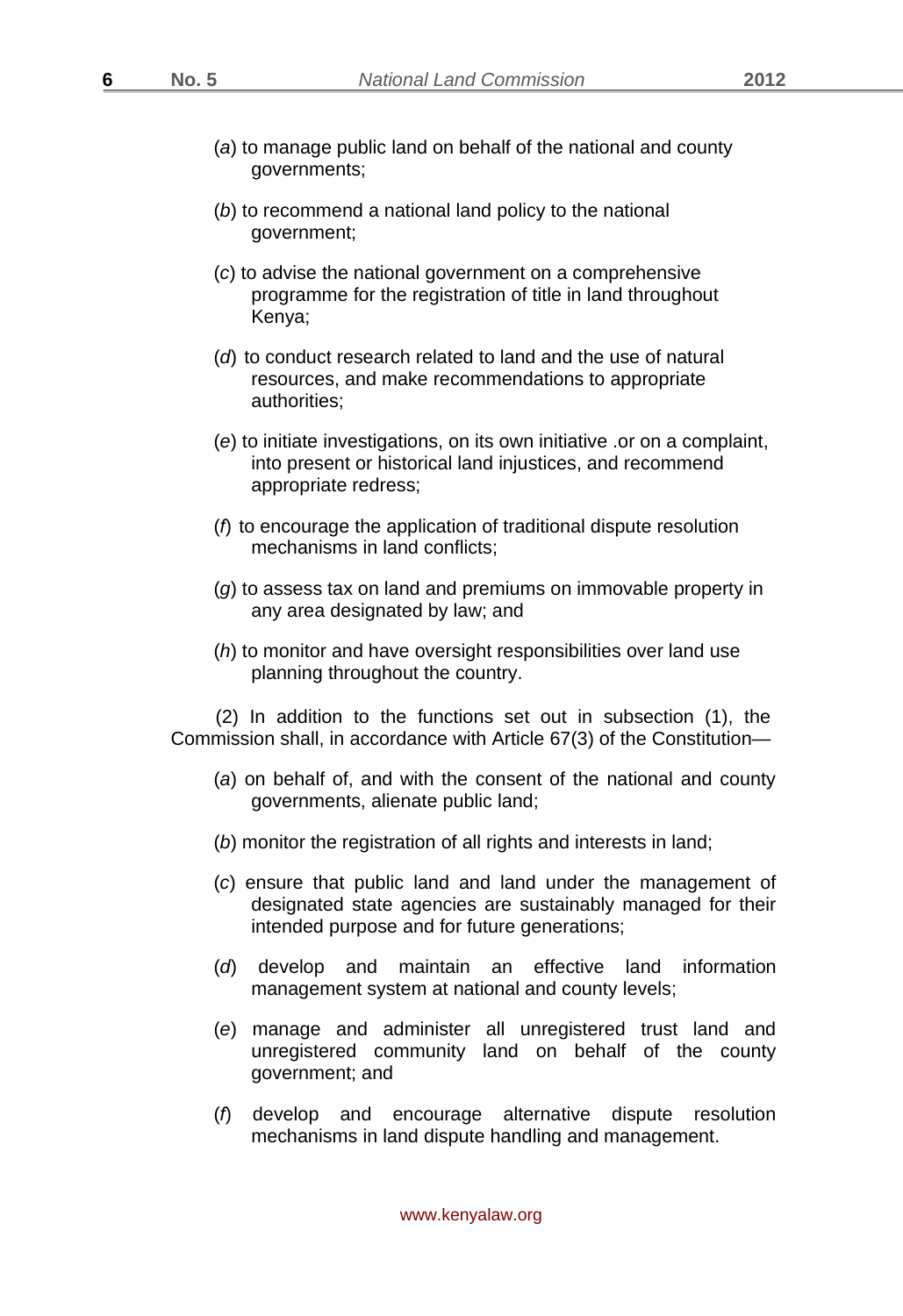(*a*) to manage public land on behalf of the national and county governments;

(*b*) to recommend a national land policy to the national government;

(*c*) to advise the national government on a comprehensive programme for the registration of title in land throughout Kenya;

(*d*) to conduct research related to land and the use of natural resources, and make recommendations to appropriate authorities;

(*e*) to initiate investigations, on its own initiative .or on a complaint, into present or historical land injustices, and recommend appropriate redress;

(*f*) to encourage the application of traditional dispute resolution mechanisms in land conflicts;

(*g*) to assess tax on land and premiums on immovable property in any area designated by law; and

(*h*) to monitor and have oversight responsibilities over land use planning throughout the country.

(2) In addition to the functions set out in subsection (1), the Commission shall, in accordance with Article 67(3) of the Constitution—

(*a*) on behalf of, and with the consent of the national and county governments, alienate public land;

(*b*) monitor the registration of all rights and interests in land;

(*c*) ensure that public land and land under the management of designated state agencies are sustainably managed for their intended purpose and for future generations;

(*d*) develop and maintain an effective land information management system at national and county levels;

(*e*) manage and administer all unregistered trust land and unregistered community land on behalf of the county government; and

(*f*) develop and encourage alternative dispute resolution mechanisms in land dispute handling and management.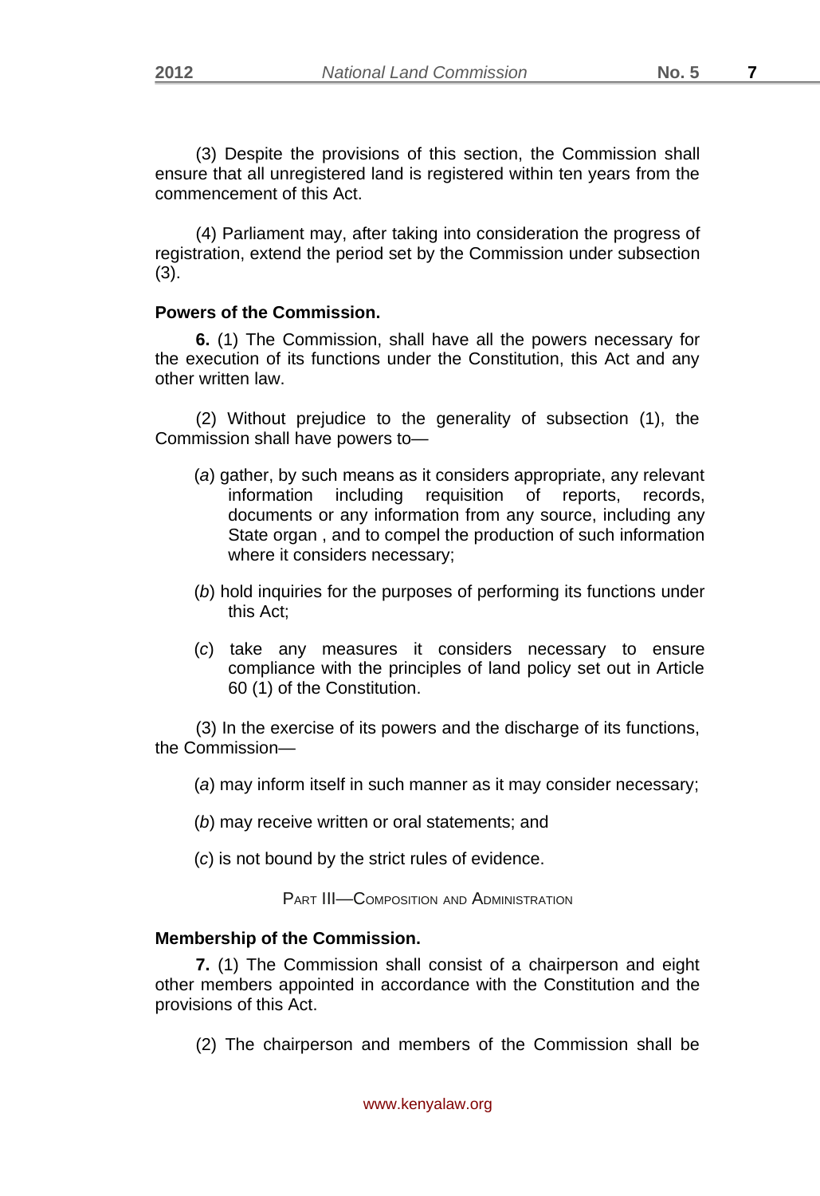(3) Despite the provisions of this section, the Commission shall ensure that all unregistered land is registered within ten years from the commencement of this Act.

(4) Parliament may, after taking into consideration the progress of registration, extend the period set by the Commission under subsection (3).

**Powers of the Commission.**

**6.** (1) The Commission, shall have all the powers necessary for the execution of its functions under the Constitution, this Act and any other written law.

(2) Without prejudice to the generality of subsection (1), the Commission shall have powers to—

(*a*) gather, by such means as it considers appropriate, any relevant information including requisition of reports, records, documents or any information from any source, including any State organ , and to compel the production of such information where it considers necessary;

(*b*) hold inquiries for the purposes of performing its functions under this Act;

(*c*) take any measures it considers necessary to ensure compliance with the principles of land policy set out in Article 60 (1) of the Constitution.

(3) In the exercise of its powers and the discharge of its functions, the Commission—

(*a*) may inform itself in such manner as it may consider necessary;

(*b*) may receive written or oral statements; and

(*c*) is not bound by the strict rules of evidence.

PART III—COMPOSITION AND ADMINISTRATION

**Membership of the Commission.**

**7.** (1) The Commission shall consist of a chairperson and eight other members appointed in accordance with the Constitution and the provisions of this Act.

(2) The chairperson and members of the Commission shall be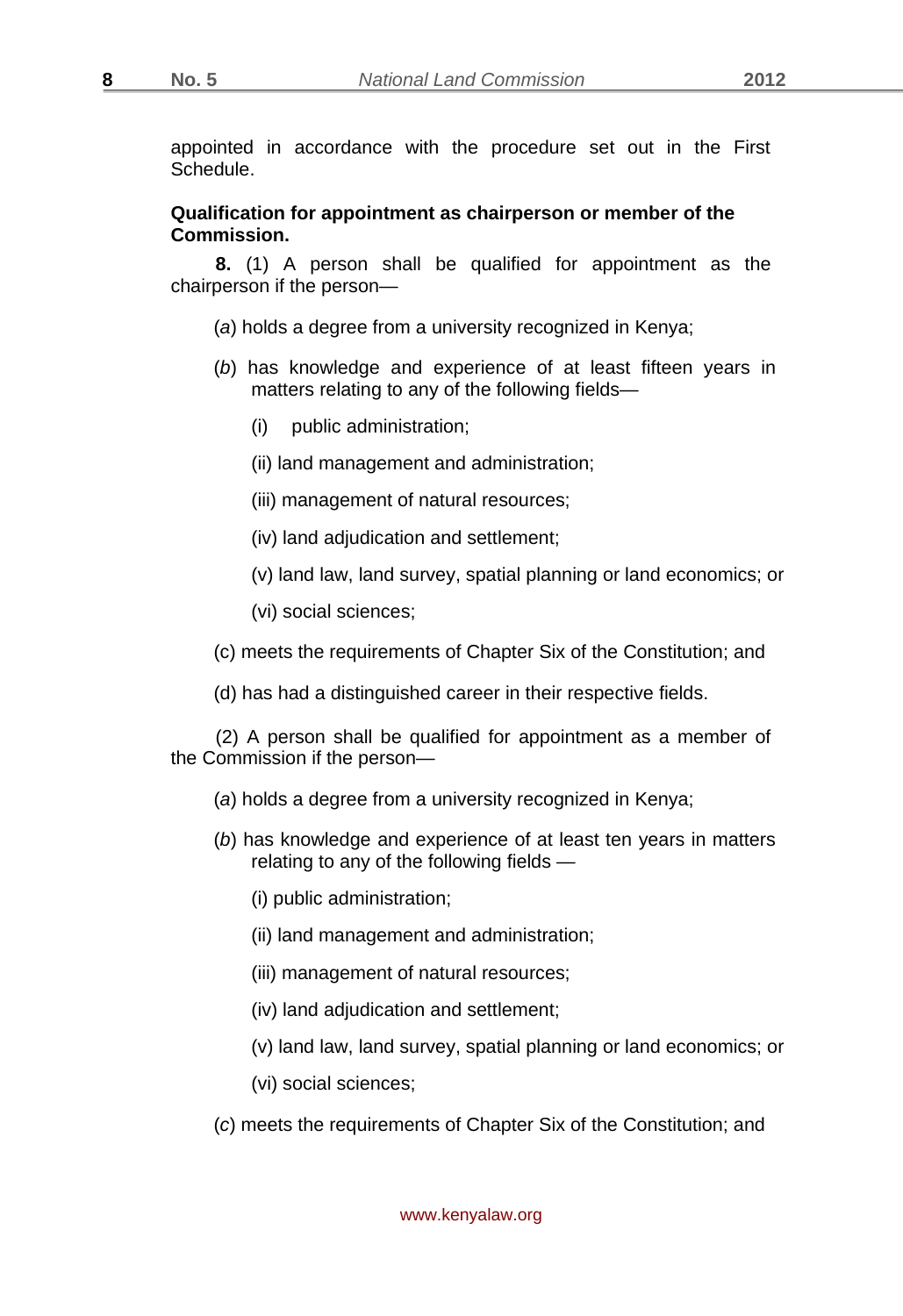appointed in accordance with the procedure set out in the First Schedule.

**Qualification for appointment as chairperson or member of the Commission.**

**8.** (1) A person shall be qualified for appointment as the chairperson if the person—

(*a*) holds a degree from a university recognized in Kenya;

(*b*) has knowledge and experience of at least fifteen years in matters relating to any of the following fields—

(i) public administration;

(ii) land management and administration;

(iii) management of natural resources;

(iv) land adjudication and settlement;

(v) land law, land survey, spatial planning or land economics; or

(vi) social sciences;

(c) meets the requirements of Chapter Six of the Constitution; and

(d) has had a distinguished career in their respective fields.

(2) A person shall be qualified for appointment as a member of the Commission if the person—

(*a*) holds a degree from a university recognized in Kenya;

(*b*) has knowledge and experience of at least ten years in matters relating to any of the following fields —

(i) public administration;

(ii) land management and administration;

(iii) management of natural resources;

(iv) land adjudication and settlement;

(v) land law, land survey, spatial planning or land economics; or

(vi) social sciences;

(*c*) meets the requirements of Chapter Six of the Constitution; and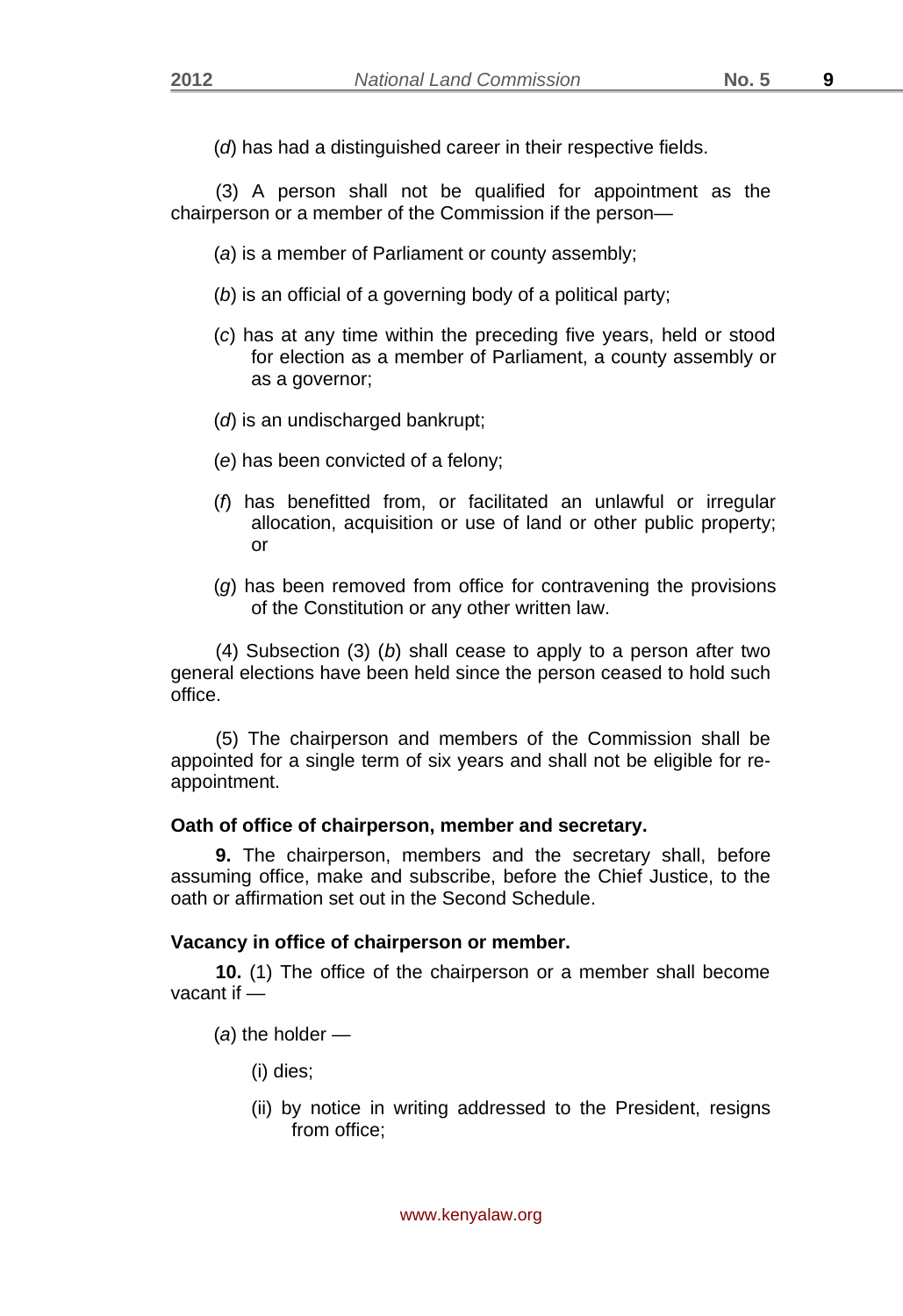(*d*) has had a distinguished career in their respective fields.

(3) A person shall not be qualified for appointment as the chairperson or a member of the Commission if the person—

(*a*) is a member of Parliament or county assembly;

(*b*) is an official of a governing body of a political party;

(*c*) has at any time within the preceding five years, held or stood for election as a member of Parliament, a county assembly or as a governor;

(*d*) is an undischarged bankrupt;

(*e*) has been convicted of a felony;

(*f*) has benefitted from, or facilitated an unlawful or irregular allocation, acquisition or use of land or other public property; or

(*g*) has been removed from office for contravening the provisions of the Constitution or any other written law.

(4) Subsection (3) (*b*) shall cease to apply to a person after two general elections have been held since the person ceased to hold such office.

(5) The chairperson and members of the Commission shall be appointed for a single term of six years and shall not be eligible for re-appointment.

**Oath of office of chairperson, member and secretary.**

**9.** The chairperson, members and the secretary shall, before assuming office, make and subscribe, before the Chief Justice, to the oath or affirmation set out in the Second Schedule.

**Vacancy in office of chairperson or member.**

**10.** (1) The office of the chairperson or a member shall become vacant if —

(*a*) the holder —

(i) dies;

(ii) by notice in writing addressed to the President, resigns from office;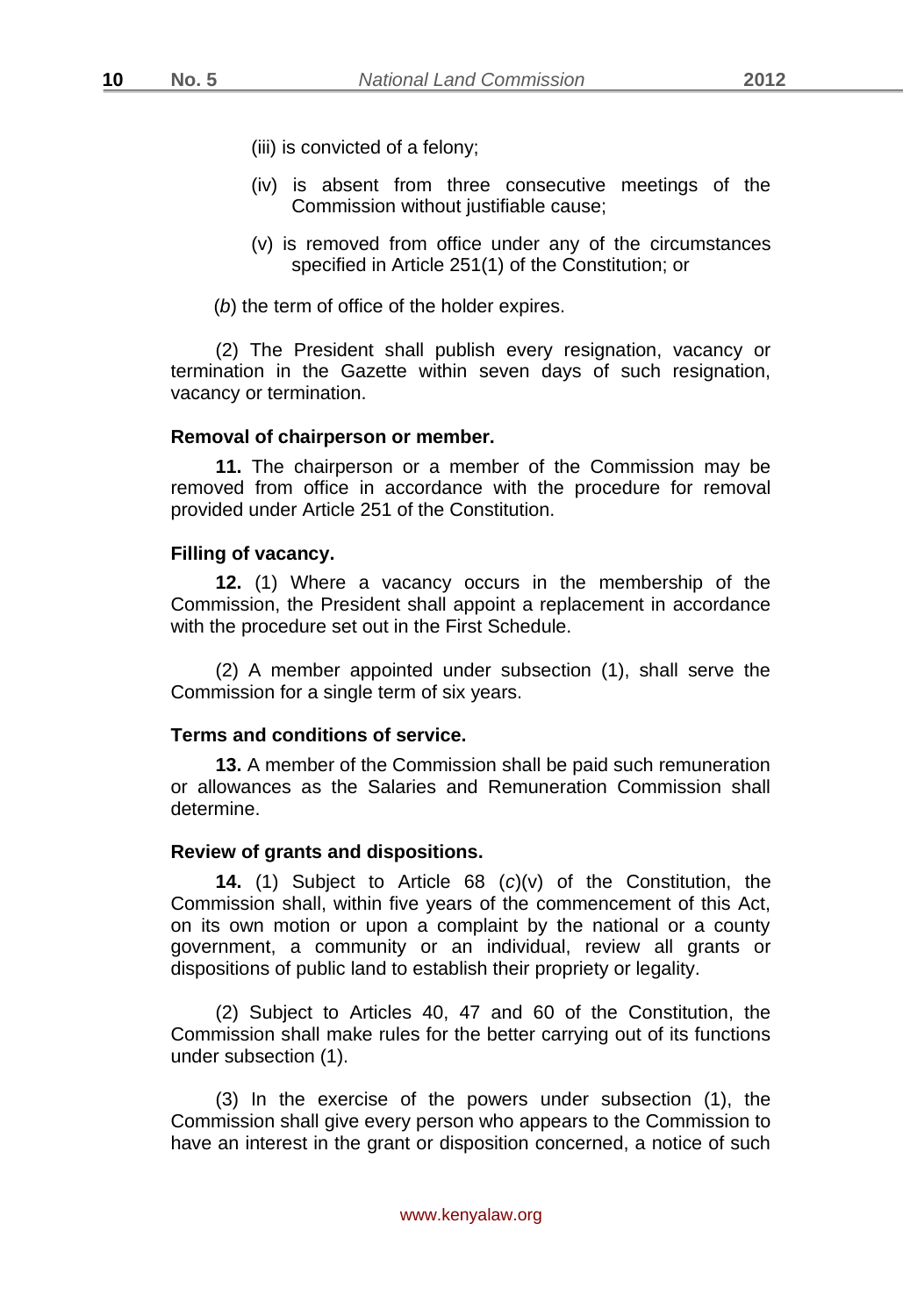(iii) is convicted of a felony;

(iv) is absent from three consecutive meetings of the Commission without justifiable cause;

(v) is removed from office under any of the circumstances specified in Article 251(1) of the Constitution; or

(*b*) the term of office of the holder expires.

(2) The President shall publish every resignation, vacancy or termination in the Gazette within seven days of such resignation, vacancy or termination.

**Removal of chairperson or member.**

**11.** The chairperson or a member of the Commission may be removed from office in accordance with the procedure for removal provided under Article 251 of the Constitution.

**Filling of vacancy.**

**12.** (1) Where a vacancy occurs in the membership of the Commission, the President shall appoint a replacement in accordance with the procedure set out in the First Schedule.

(2) A member appointed under subsection (1), shall serve the Commission for a single term of six years.

**Terms and conditions of service.**

**13.** A member of the Commission shall be paid such remuneration or allowances as the Salaries and Remuneration Commission shall determine.

**Review of grants and dispositions.**

**14.** (1) Subject to Article 68 (*c*)(v) of the Constitution, the Commission shall, within five years of the commencement of this Act, on its own motion or upon a complaint by the national or a county government, a community or an individual, review all grants or dispositions of public land to establish their propriety or legality.

(2) Subject to Articles 40, 47 and 60 of the Constitution, the Commission shall make rules for the better carrying out of its functions under subsection (1).

(3) In the exercise of the powers under subsection (1), the Commission shall give every person who appears to the Commission to have an interest in the grant or disposition concerned, a notice of such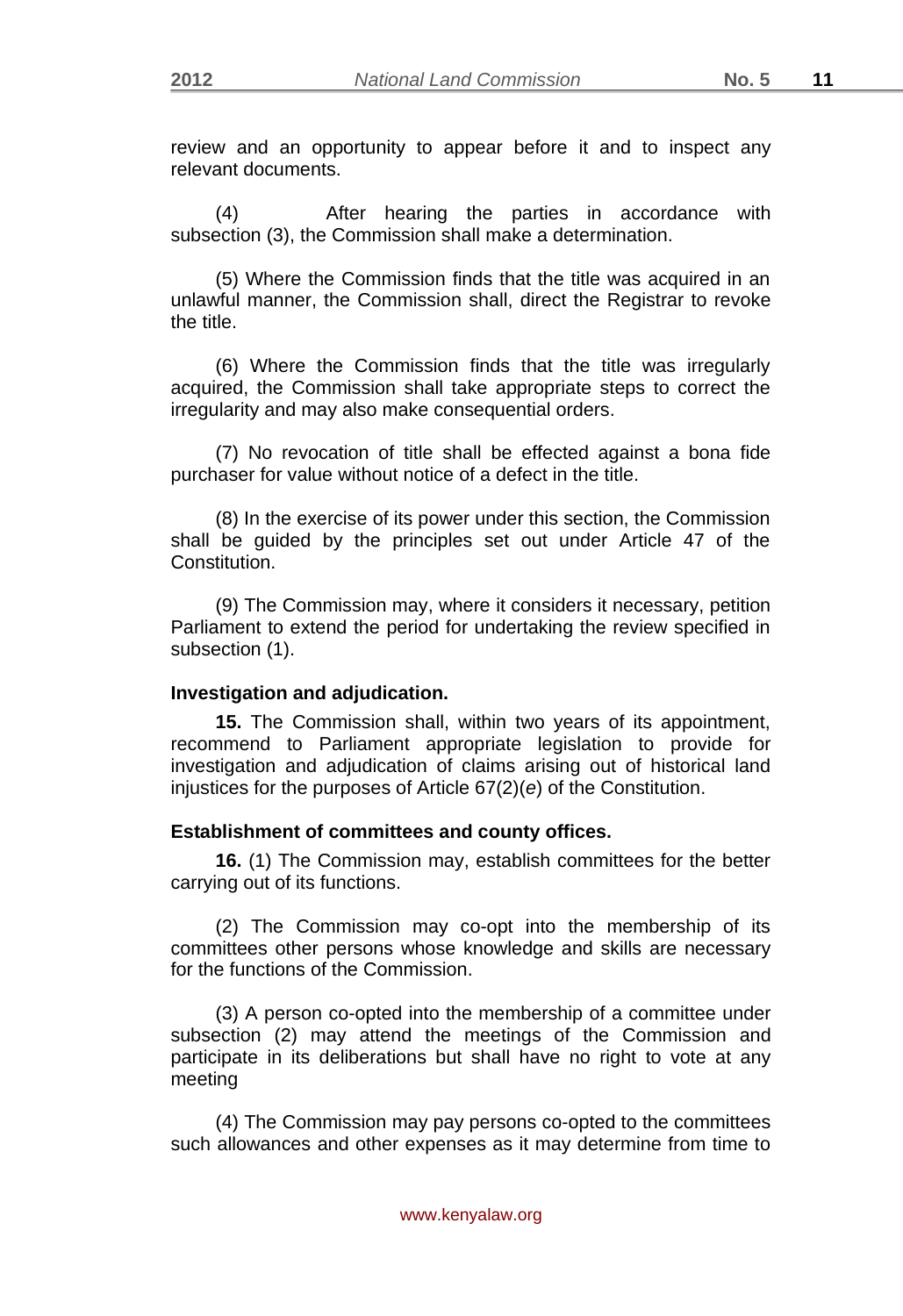review and an opportunity to appear before it and to inspect any relevant documents.

(4) After hearing the parties in accordance with subsection (3), the Commission shall make a determination.

(5) Where the Commission finds that the title was acquired in an unlawful manner, the Commission shall, direct the Registrar to revoke the title.

(6) Where the Commission finds that the title was irregularly acquired, the Commission shall take appropriate steps to correct the irregularity and may also make consequential orders.

(7) No revocation of title shall be effected against a bona fide purchaser for value without notice of a defect in the title.

(8) In the exercise of its power under this section, the Commission shall be guided by the principles set out under Article 47 of the Constitution.

(9) The Commission may, where it considers it necessary, petition Parliament to extend the period for undertaking the review specified in subsection (1).

**Investigation and adjudication.**

**15.** The Commission shall, within two years of its appointment, recommend to Parliament appropriate legislation to provide for investigation and adjudication of claims arising out of historical land injustices for the purposes of Article 67(2)(*e*) of the Constitution.

**Establishment of committees and county offices.**

**16.** (1) The Commission may, establish committees for the better carrying out of its functions.

(2) The Commission may co-opt into the membership of its committees other persons whose knowledge and skills are necessary for the functions of the Commission.

(3) A person co-opted into the membership of a committee under subsection (2) may attend the meetings of the Commission and participate in its deliberations but shall have no right to vote at any meeting

(4) The Commission may pay persons co-opted to the committees such allowances and other expenses as it may determine from time to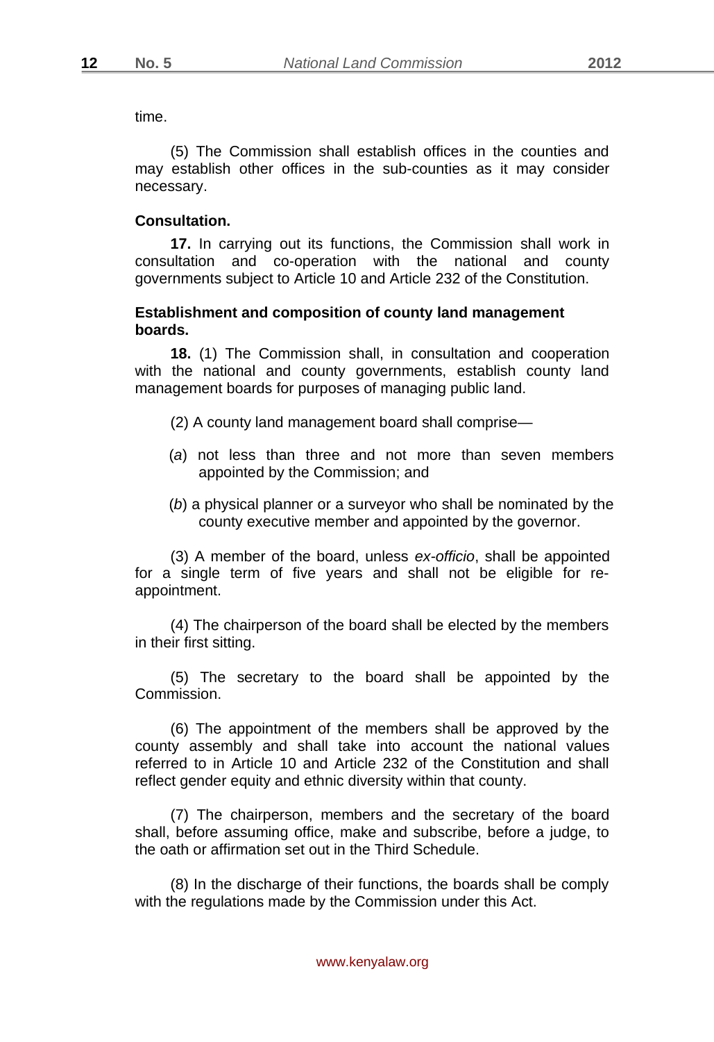time.

(5) The Commission shall establish offices in the counties and may establish other offices in the sub-counties as it may consider necessary.

**Consultation.**

**17.** In carrying out its functions, the Commission shall work in consultation and co-operation with the national and county governments subject to Article 10 and Article 232 of the Constitution.

**Establishment and composition of county land management boards.**

**18.** (1) The Commission shall, in consultation and cooperation with the national and county governments, establish county land management boards for purposes of managing public land.

(2) A county land management board shall comprise—

(*a*) not less than three and not more than seven members appointed by the Commission; and

(*b*) a physical planner or a surveyor who shall be nominated by the county executive member and appointed by the governor.

(3) A member of the board, unless *ex-officio*, shall be appointed for a single term of five years and shall not be eligible for re-appointment.

(4) The chairperson of the board shall be elected by the members in their first sitting.

(5) The secretary to the board shall be appointed by the Commission.

(6) The appointment of the members shall be approved by the county assembly and shall take into account the national values referred to in Article 10 and Article 232 of the Constitution and shall reflect gender equity and ethnic diversity within that county.

(7) The chairperson, members and the secretary of the board shall, before assuming office, make and subscribe, before a judge, to the oath or affirmation set out in the Third Schedule.

(8) In the discharge of their functions, the boards shall be comply with the regulations made by the Commission under this Act.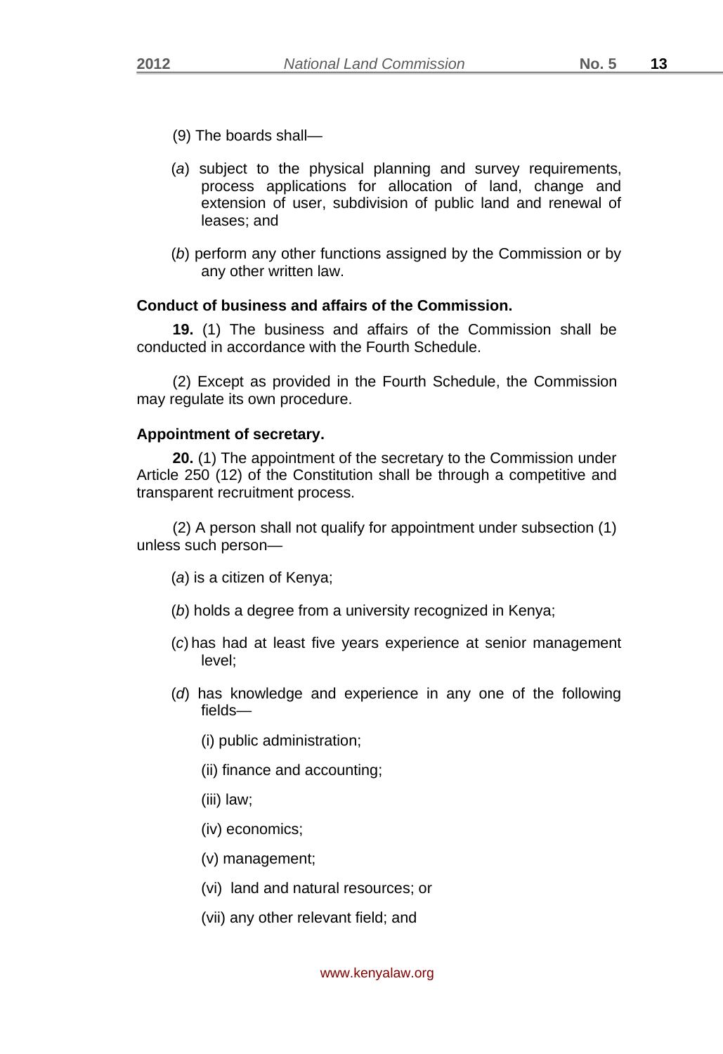(9) The boards shall—

(*a*) subject to the physical planning and survey requirements, process applications for allocation of land, change and extension of user, subdivision of public land and renewal of leases; and

(*b*) perform any other functions assigned by the Commission or by any other written law.

**Conduct of business and affairs of the Commission.**

**19.** (1) The business and affairs of the Commission shall be conducted in accordance with the Fourth Schedule.

(2) Except as provided in the Fourth Schedule, the Commission may regulate its own procedure.

**Appointment of secretary.**

**20.** (1) The appointment of the secretary to the Commission under Article 250 (12) of the Constitution shall be through a competitive and transparent recruitment process.

(2) A person shall not qualify for appointment under subsection (1) unless such person—

(*a*) is a citizen of Kenya;

(*b*) holds a degree from a university recognized in Kenya;

(*c*) has had at least five years experience at senior management level;

(*d*) has knowledge and experience in any one of the following fields—

(i) public administration;

(ii) finance and accounting;

(iii) law;

(iv) economics;

(v) management;

(vi) land and natural resources; or

(vii) any other relevant field; and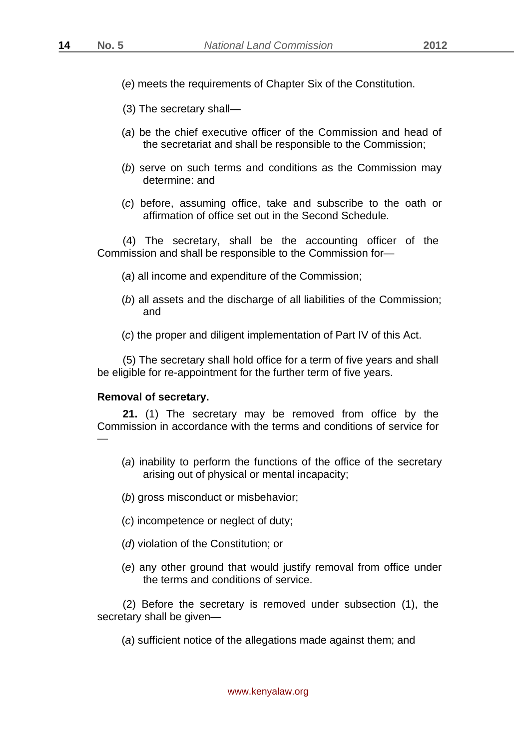(*e*) meets the requirements of Chapter Six of the Constitution.

(3) The secretary shall—

(*a*) be the chief executive officer of the Commission and head of the secretariat and shall be responsible to the Commission;

(*b*) serve on such terms and conditions as the Commission may determine: and

(*c*) before, assuming office, take and subscribe to the oath or affirmation of office set out in the Second Schedule.

(4) The secretary, shall be the accounting officer of the Commission and shall be responsible to the Commission for—

(*a*) all income and expenditure of the Commission;

(*b*) all assets and the discharge of all liabilities of the Commission; and

(*c*) the proper and diligent implementation of Part IV of this Act.

(5) The secretary shall hold office for a term of five years and shall be eligible for re-appointment for the further term of five years.

**Removal of secretary.**

**21.** (1) The secretary may be removed from office by the Commission in accordance with the terms and conditions of service for —

(*a*) inability to perform the functions of the office of the secretary arising out of physical or mental incapacity;

(*b*) gross misconduct or misbehavior;

(*c*) incompetence or neglect of duty;

(*d*) violation of the Constitution; or

(*e*) any other ground that would justify removal from office under the terms and conditions of service.

(2) Before the secretary is removed under subsection (1), the secretary shall be given—

(*a*) sufficient notice of the allegations made against them; and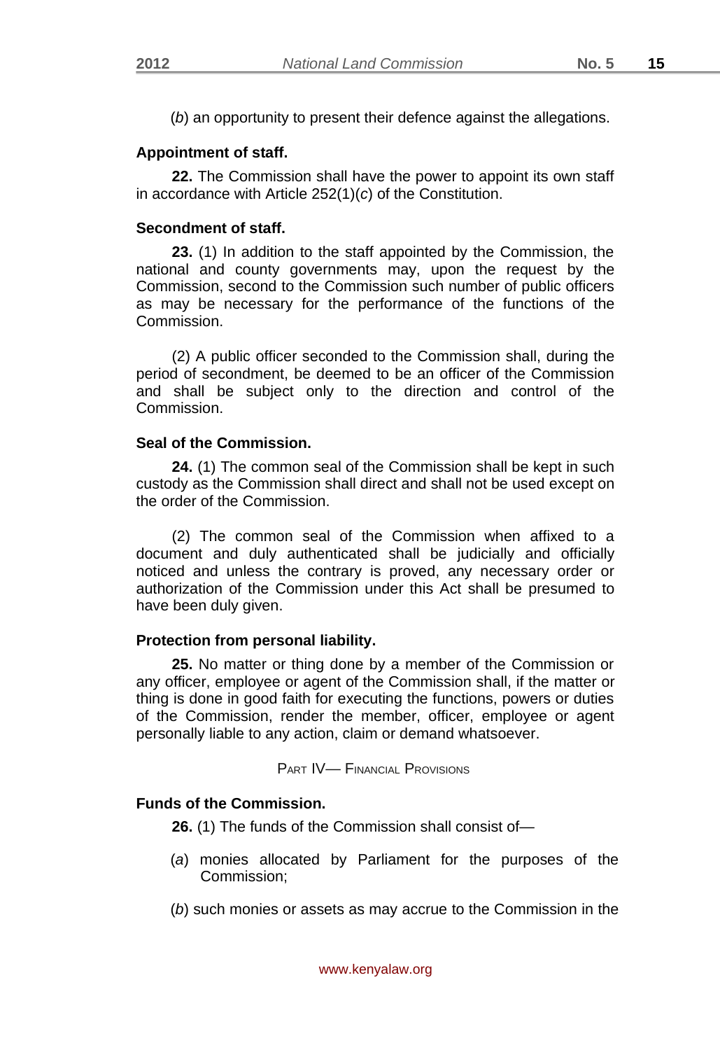(*b*) an opportunity to present their defence against the allegations.

**Appointment of staff.**

**22.** The Commission shall have the power to appoint its own staff in accordance with Article 252(1)(*c*) of the Constitution.

**Secondment of staff.**

**23.** (1) In addition to the staff appointed by the Commission, the national and county governments may, upon the request by the Commission, second to the Commission such number of public officers as may be necessary for the performance of the functions of the Commission.

(2) A public officer seconded to the Commission shall, during the period of secondment, be deemed to be an officer of the Commission and shall be subject only to the direction and control of the Commission.

**Seal of the Commission.**

**24.** (1) The common seal of the Commission shall be kept in such custody as the Commission shall direct and shall not be used except on the order of the Commission.

(2) The common seal of the Commission when affixed to a document and duly authenticated shall be judicially and officially noticed and unless the contrary is proved, any necessary order or authorization of the Commission under this Act shall be presumed to have been duly given.

**Protection from personal liability.**

**25.** No matter or thing done by a member of the Commission or any officer, employee or agent of the Commission shall, if the matter or thing is done in good faith for executing the functions, powers or duties of the Commission, render the member, officer, employee or agent personally liable to any action, claim or demand whatsoever.

## PART IV— FINANCIAL PROVISIONS

**Funds of the Commission.**

**26.** (1) The funds of the Commission shall consist of—

(*a*) monies allocated by Parliament for the purposes of the Commission;

(*b*) such monies or assets as may accrue to the Commission in the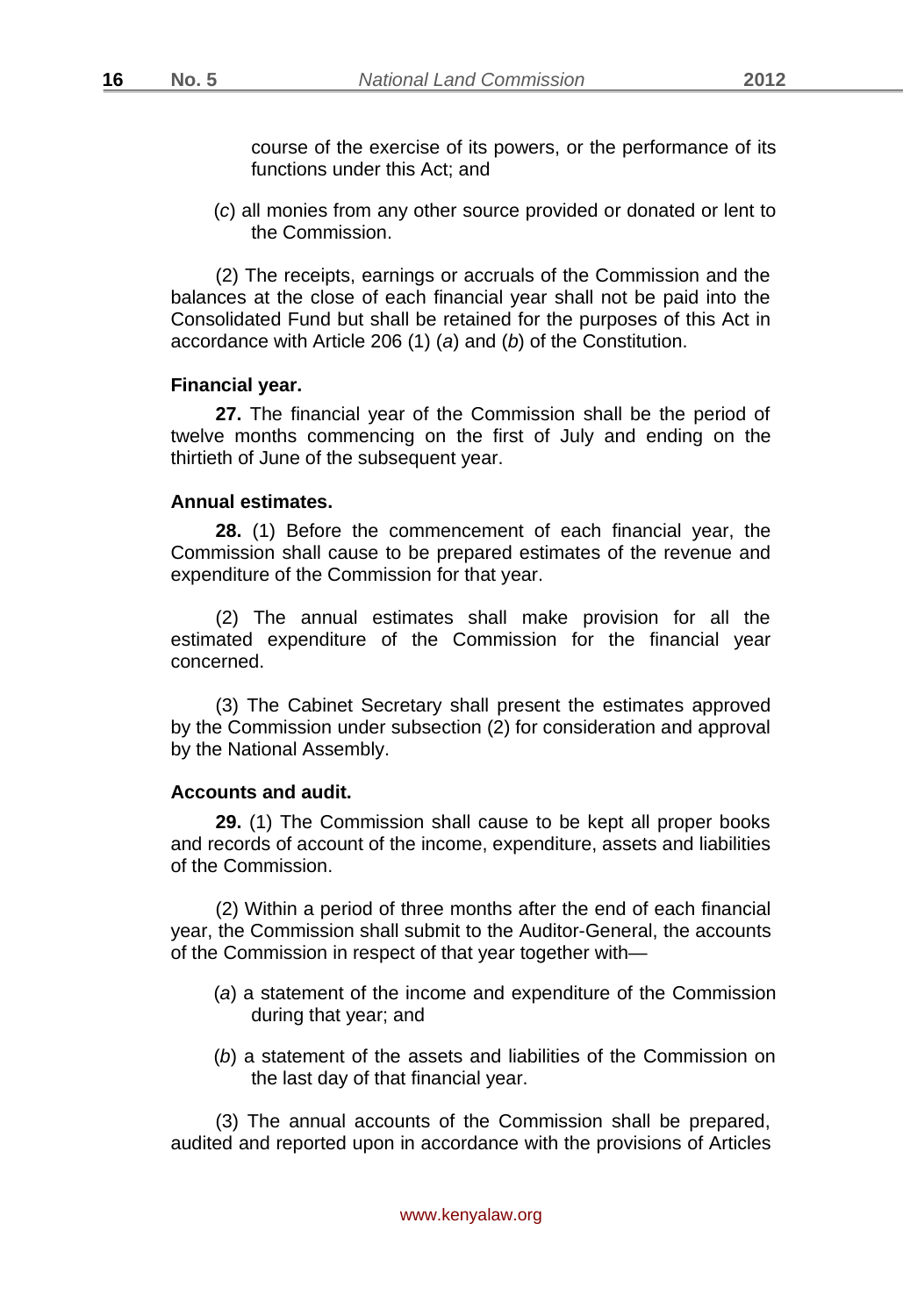course of the exercise of its powers, or the performance of its functions under this Act; and

(*c*) all monies from any other source provided or donated or lent to the Commission.

(2) The receipts, earnings or accruals of the Commission and the balances at the close of each financial year shall not be paid into the Consolidated Fund but shall be retained for the purposes of this Act in accordance with Article 206 (1) (*a*) and (*b*) of the Constitution.

**Financial year.**

**27.** The financial year of the Commission shall be the period of twelve months commencing on the first of July and ending on the thirtieth of June of the subsequent year.

**Annual estimates.**

**28.** (1) Before the commencement of each financial year, the Commission shall cause to be prepared estimates of the revenue and expenditure of the Commission for that year.

(2) The annual estimates shall make provision for all the estimated expenditure of the Commission for the financial year concerned.

(3) The Cabinet Secretary shall present the estimates approved by the Commission under subsection (2) for consideration and approval by the National Assembly.

**Accounts and audit.**

**29.** (1) The Commission shall cause to be kept all proper books and records of account of the income, expenditure, assets and liabilities of the Commission.

(2) Within a period of three months after the end of each financial year, the Commission shall submit to the Auditor-General, the accounts of the Commission in respect of that year together with—

(*a*) a statement of the income and expenditure of the Commission during that year; and

(*b*) a statement of the assets and liabilities of the Commission on the last day of that financial year.

(3) The annual accounts of the Commission shall be prepared, audited and reported upon in accordance with the provisions of Articles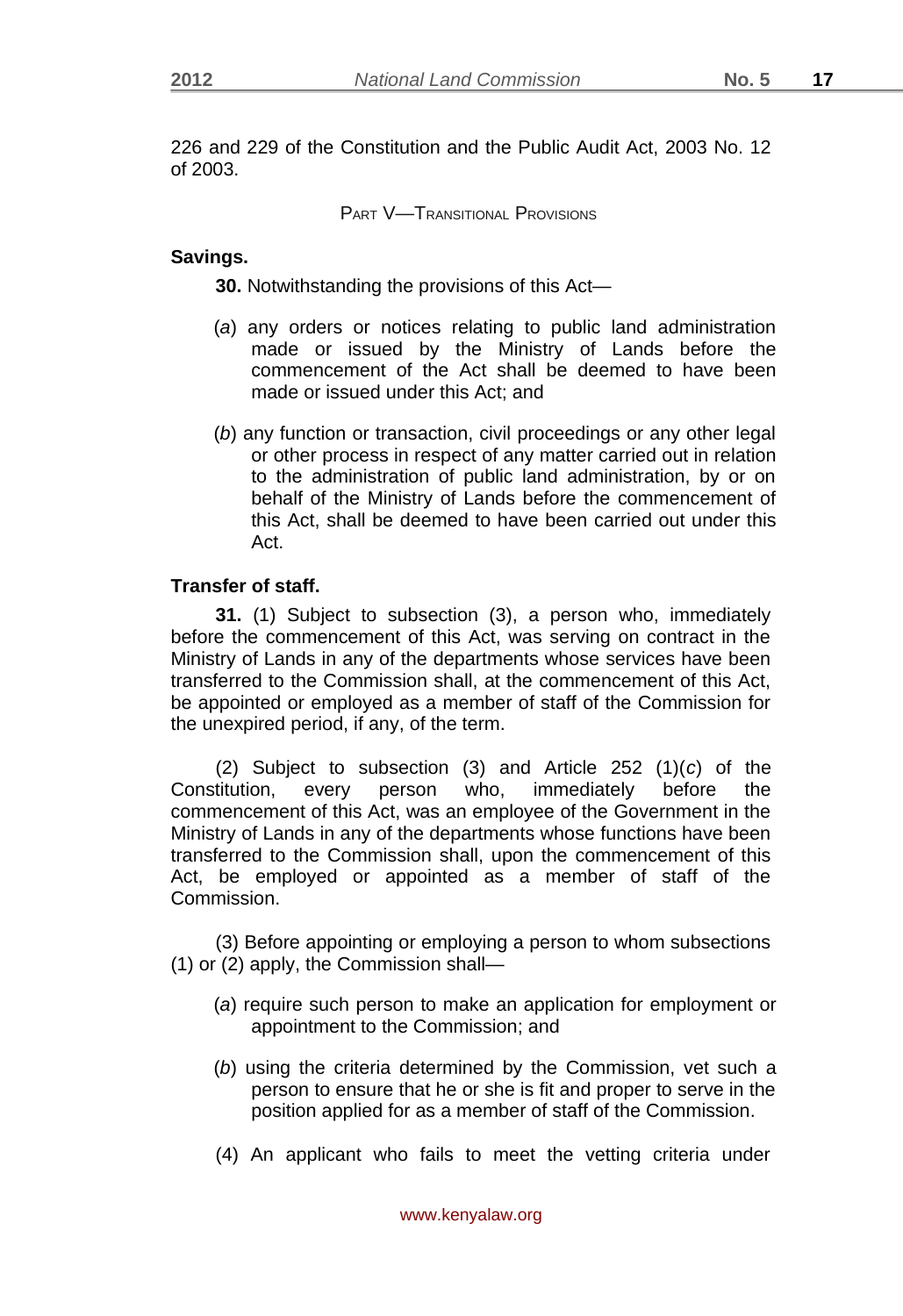226 and 229 of the Constitution and the Public Audit Act, 2003 No. 12 of 2003.

## PART V—TRANSITIONAL PROVISIONS

**Savings.**

**30.** Notwithstanding the provisions of this Act—

(*a*) any orders or notices relating to public land administration made or issued by the Ministry of Lands before the commencement of the Act shall be deemed to have been made or issued under this Act; and

(*b*) any function or transaction, civil proceedings or any other legal or other process in respect of any matter carried out in relation to the administration of public land administration, by or on behalf of the Ministry of Lands before the commencement of this Act, shall be deemed to have been carried out under this Act.

**Transfer of staff.**

**31.** (1) Subject to subsection (3), a person who, immediately before the commencement of this Act, was serving on contract in the Ministry of Lands in any of the departments whose services have been transferred to the Commission shall, at the commencement of this Act, be appointed or employed as a member of staff of the Commission for the unexpired period, if any, of the term.

(2) Subject to subsection (3) and Article 252 (1)(*c*) of the Constitution, every person who, immediately before the commencement of this Act, was an employee of the Government in the Ministry of Lands in any of the departments whose functions have been transferred to the Commission shall, upon the commencement of this Act, be employed or appointed as a member of staff of the Commission.

(3) Before appointing or employing a person to whom subsections (1) or (2) apply, the Commission shall—

(*a*) require such person to make an application for employment or appointment to the Commission; and

(*b*) using the criteria determined by the Commission, vet such a person to ensure that he or she is fit and proper to serve in the position applied for as a member of staff of the Commission.

(4) An applicant who fails to meet the vetting criteria under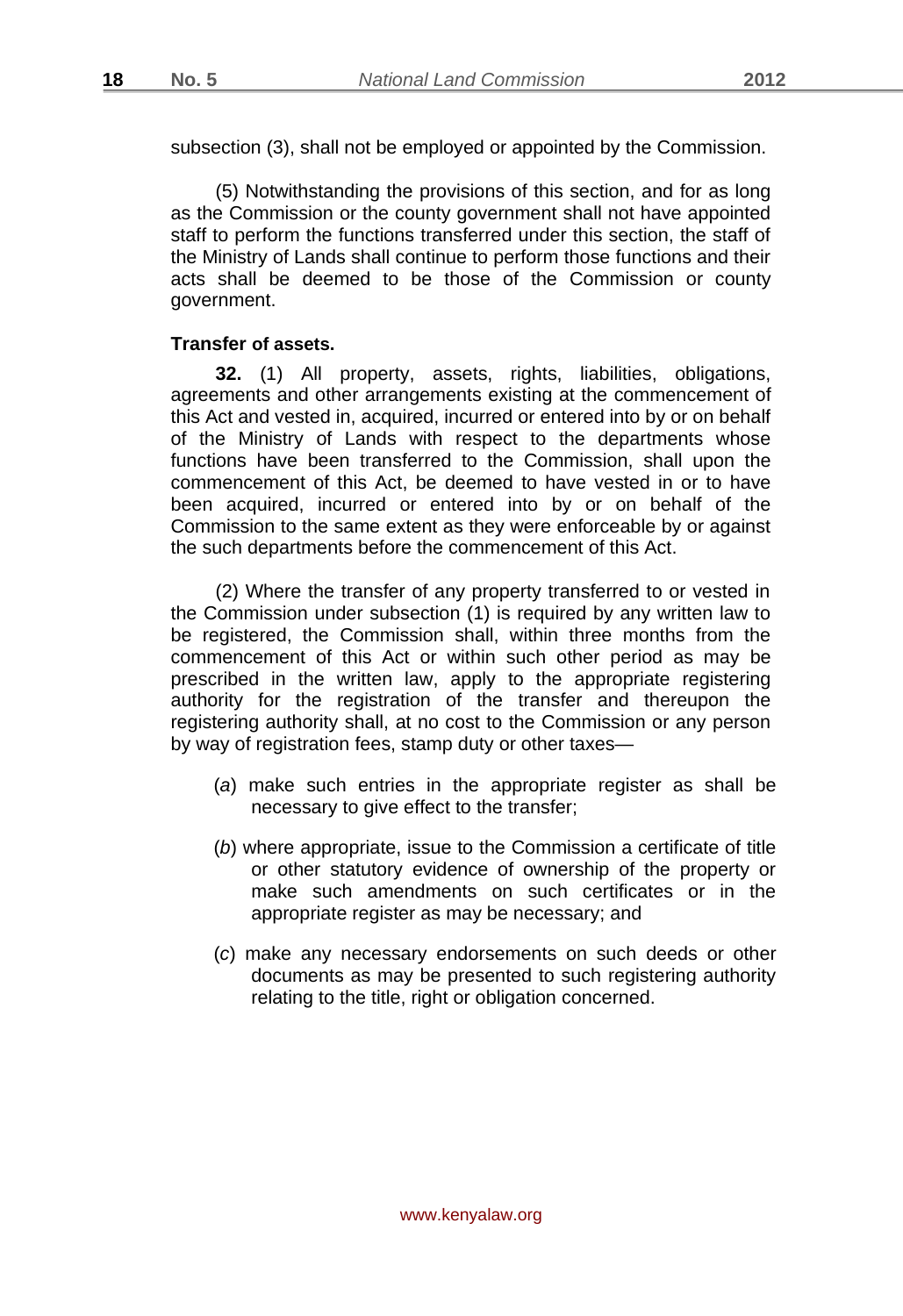subsection (3), shall not be employed or appointed by the Commission.

(5) Notwithstanding the provisions of this section, and for as long as the Commission or the county government shall not have appointed staff to perform the functions transferred under this section, the staff of the Ministry of Lands shall continue to perform those functions and their acts shall be deemed to be those of the Commission or county government.

**Transfer of assets.**

**32.** (1) All property, assets, rights, liabilities, obligations, agreements and other arrangements existing at the commencement of this Act and vested in, acquired, incurred or entered into by or on behalf of the Ministry of Lands with respect to the departments whose functions have been transferred to the Commission, shall upon the commencement of this Act, be deemed to have vested in or to have been acquired, incurred or entered into by or on behalf of the Commission to the same extent as they were enforceable by or against the such departments before the commencement of this Act.

(2) Where the transfer of any property transferred to or vested in the Commission under subsection (1) is required by any written law to be registered, the Commission shall, within three months from the commencement of this Act or within such other period as may be prescribed in the written law, apply to the appropriate registering authority for the registration of the transfer and thereupon the registering authority shall, at no cost to the Commission or any person by way of registration fees, stamp duty or other taxes—

(*a*) make such entries in the appropriate register as shall be necessary to give effect to the transfer;

(*b*) where appropriate, issue to the Commission a certificate of title or other statutory evidence of ownership of the property or make such amendments on such certificates or in the appropriate register as may be necessary; and

(*c*) make any necessary endorsements on such deeds or other documents as may be presented to such registering authority relating to the title, right or obligation concerned.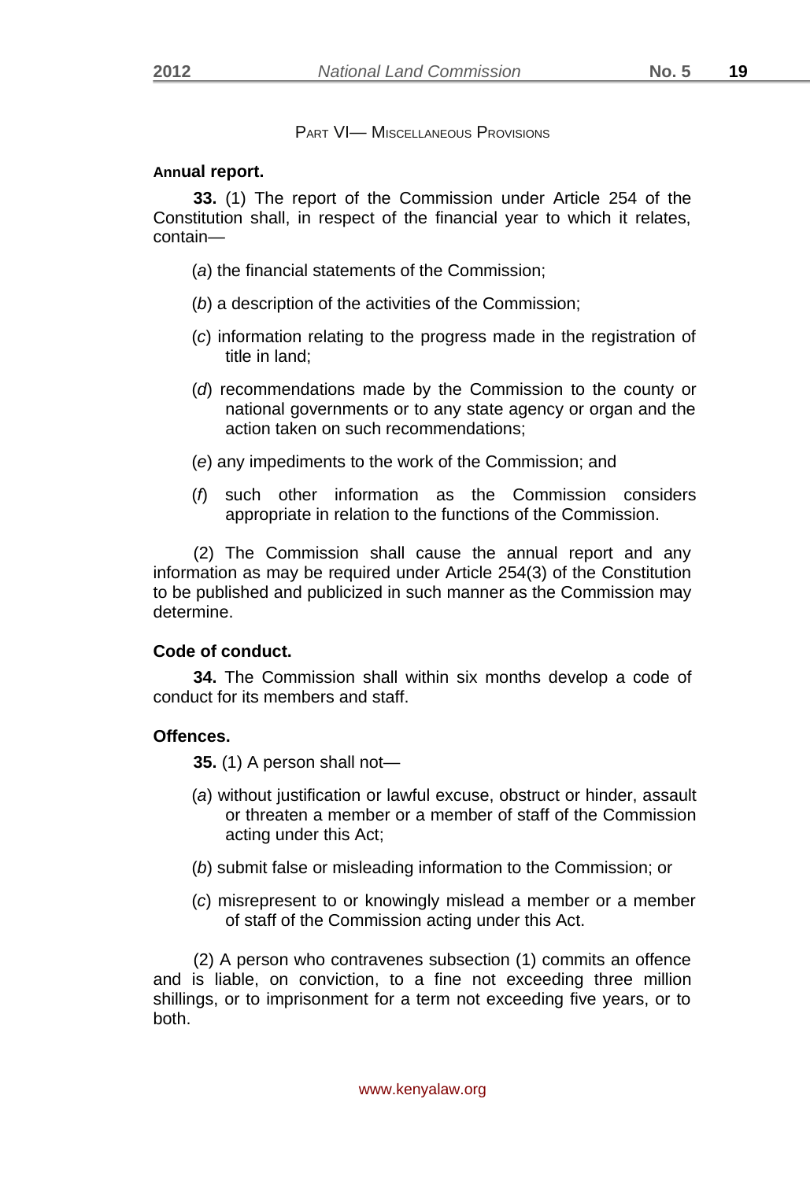## PART VI— MISCELLANEOUS PROVISIONS

**Annual report.**

**33.** (1) The report of the Commission under Article 254 of the Constitution shall, in respect of the financial year to which it relates, contain—

(*a*) the financial statements of the Commission;

(*b*) a description of the activities of the Commission;

(*c*) information relating to the progress made in the registration of title in land;

(*d*) recommendations made by the Commission to the county or national governments or to any state agency or organ and the action taken on such recommendations;

(*e*) any impediments to the work of the Commission; and

(*f*) such other information as the Commission considers appropriate in relation to the functions of the Commission.

(2) The Commission shall cause the annual report and any information as may be required under Article 254(3) of the Constitution to be published and publicized in such manner as the Commission may determine.

**Code of conduct.**

**34.** The Commission shall within six months develop a code of conduct for its members and staff.

**Offences.**

**35.** (1) A person shall not—

(*a*) without justification or lawful excuse, obstruct or hinder, assault or threaten a member or a member of staff of the Commission acting under this Act;

(*b*) submit false or misleading information to the Commission; or

(*c*) misrepresent to or knowingly mislead a member or a member of staff of the Commission acting under this Act.

(2) A person who contravenes subsection (1) commits an offence and is liable, on conviction, to a fine not exceeding three million shillings, or to imprisonment for a term not exceeding five years, or to both.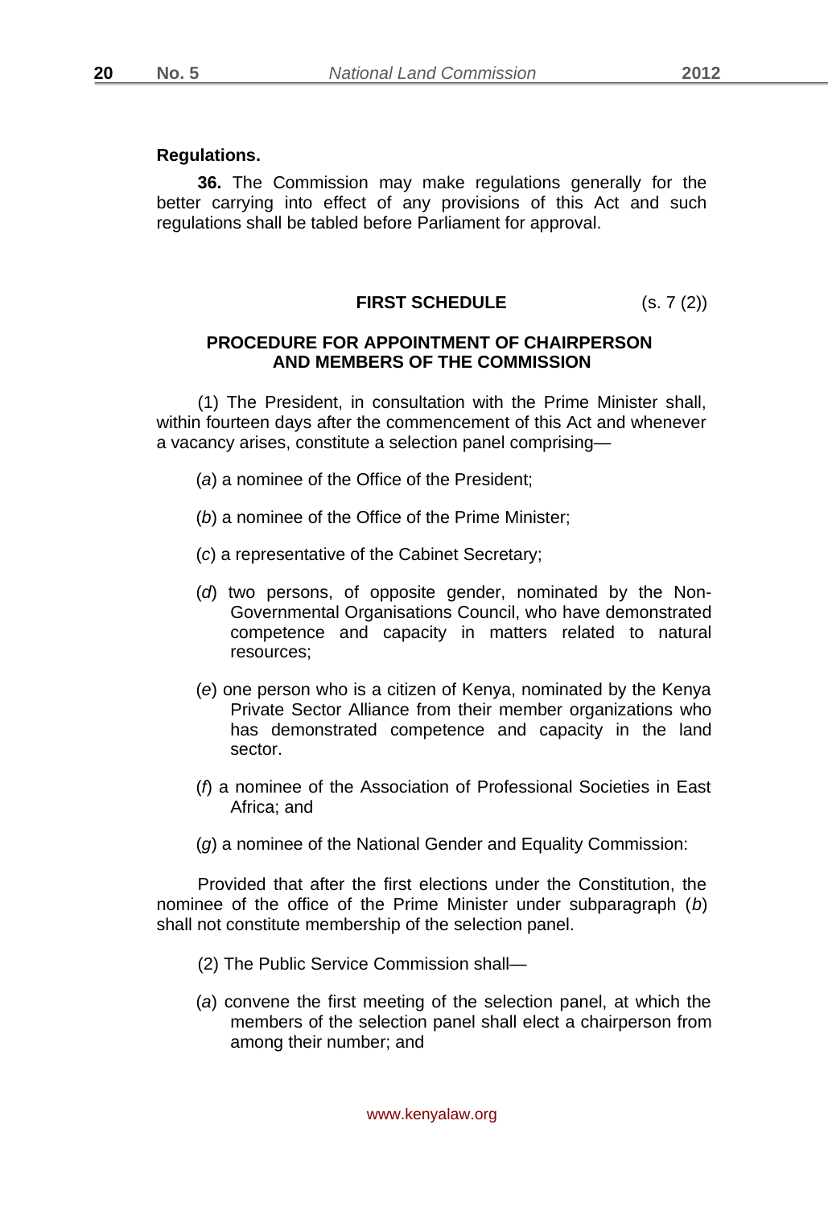**Regulations.**

**36.** The Commission may make regulations generally for the better carrying into effect of any provisions of this Act and such regulations shall be tabled before Parliament for approval.

## FIRST SCHEDULE (s. 7 (2))

### PROCEDURE FOR APPOINTMENT OF CHAIRPERSON AND MEMBERS OF THE COMMISSION

(1) The President, in consultation with the Prime Minister shall, within fourteen days after the commencement of this Act and whenever a vacancy arises, constitute a selection panel comprising—

(*a*) a nominee of the Office of the President;

(*b*) a nominee of the Office of the Prime Minister;

(*c*) a representative of the Cabinet Secretary;

(*d*) two persons, of opposite gender, nominated by the Non-Governmental Organisations Council, who have demonstrated competence and capacity in matters related to natural resources;

(*e*) one person who is a citizen of Kenya, nominated by the Kenya Private Sector Alliance from their member organizations who has demonstrated competence and capacity in the land sector.

(*f*) a nominee of the Association of Professional Societies in East Africa; and

(*g*) a nominee of the National Gender and Equality Commission:

Provided that after the first elections under the Constitution, the nominee of the office of the Prime Minister under subparagraph (*b*) shall not constitute membership of the selection panel.

(2) The Public Service Commission shall—

(*a*) convene the first meeting of the selection panel, at which the members of the selection panel shall elect a chairperson from among their number; and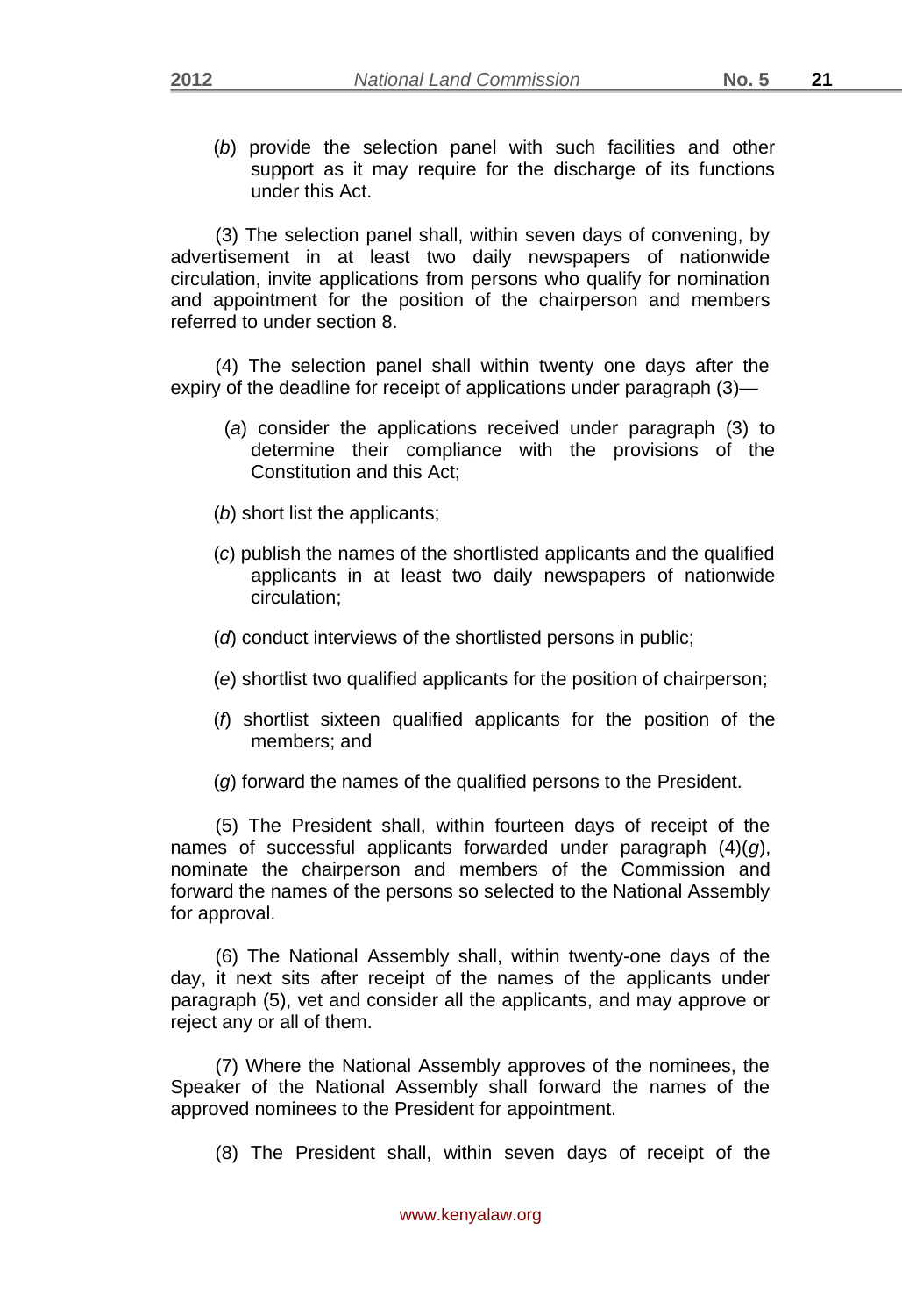(*b*) provide the selection panel with such facilities and other support as it may require for the discharge of its functions under this Act.

(3) The selection panel shall, within seven days of convening, by advertisement in at least two daily newspapers of nationwide circulation, invite applications from persons who qualify for nomination and appointment for the position of the chairperson and members referred to under section 8.

(4) The selection panel shall within twenty one days after the expiry of the deadline for receipt of applications under paragraph (3)—

(*a*) consider the applications received under paragraph (3) to determine their compliance with the provisions of the Constitution and this Act;

(*b*) short list the applicants;

(*c*) publish the names of the shortlisted applicants and the qualified applicants in at least two daily newspapers of nationwide circulation;

(*d*) conduct interviews of the shortlisted persons in public;

(*e*) shortlist two qualified applicants for the position of chairperson;

(*f*) shortlist sixteen qualified applicants for the position of the members; and

(*g*) forward the names of the qualified persons to the President.

(5) The President shall, within fourteen days of receipt of the names of successful applicants forwarded under paragraph (4)(*g*), nominate the chairperson and members of the Commission and forward the names of the persons so selected to the National Assembly for approval.

(6) The National Assembly shall, within twenty-one days of the day, it next sits after receipt of the names of the applicants under paragraph (5), vet and consider all the applicants, and may approve or reject any or all of them.

(7) Where the National Assembly approves of the nominees, the Speaker of the National Assembly shall forward the names of the approved nominees to the President for appointment.

(8) The President shall, within seven days of receipt of the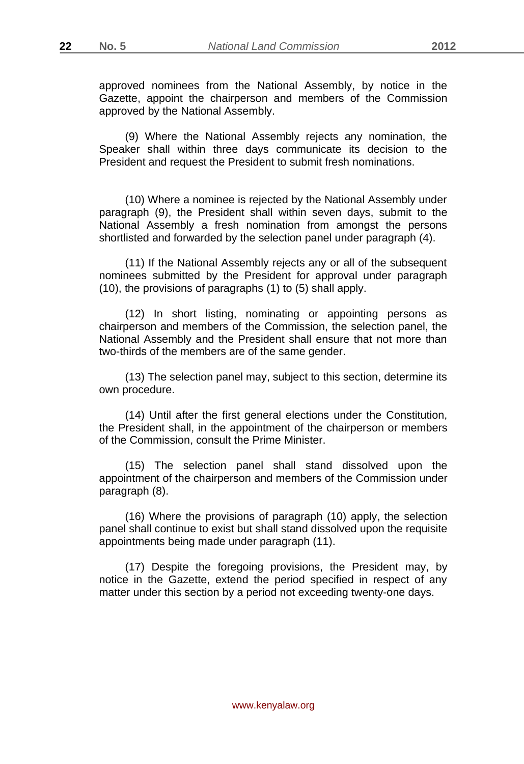approved nominees from the National Assembly, by notice in the Gazette, appoint the chairperson and members of the Commission approved by the National Assembly.

(9) Where the National Assembly rejects any nomination, the Speaker shall within three days communicate its decision to the President and request the President to submit fresh nominations.

(10) Where a nominee is rejected by the National Assembly under paragraph (9), the President shall within seven days, submit to the National Assembly a fresh nomination from amongst the persons shortlisted and forwarded by the selection panel under paragraph (4).

(11) If the National Assembly rejects any or all of the subsequent nominees submitted by the President for approval under paragraph (10), the provisions of paragraphs (1) to (5) shall apply.

(12) In short listing, nominating or appointing persons as chairperson and members of the Commission, the selection panel, the National Assembly and the President shall ensure that not more than two-thirds of the members are of the same gender.

(13) The selection panel may, subject to this section, determine its own procedure.

(14) Until after the first general elections under the Constitution, the President shall, in the appointment of the chairperson or members of the Commission, consult the Prime Minister.

(15) The selection panel shall stand dissolved upon the appointment of the chairperson and members of the Commission under paragraph (8).

(16) Where the provisions of paragraph (10) apply, the selection panel shall continue to exist but shall stand dissolved upon the requisite appointments being made under paragraph (11).

(17) Despite the foregoing provisions, the President may, by notice in the Gazette, extend the period specified in respect of any matter under this section by a period not exceeding twenty-one days.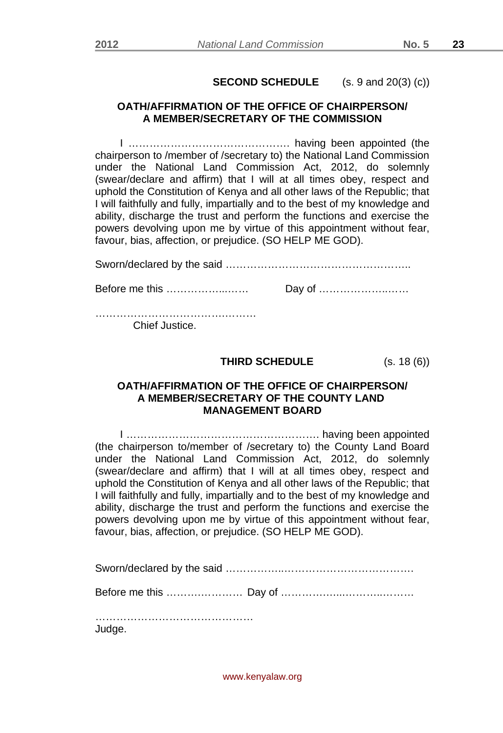**SECOND SCHEDULE** (s. 9 and 20(3) (c))

**OATH/AFFIRMATION OF THE OFFICE OF CHAIRPERSON/ A MEMBER/SECRETARY OF THE COMMISSION**

I ………………………………………. having been appointed (the chairperson to /member of /secretary to) the National Land Commission under the National Land Commission Act, 2012, do solemnly (swear/declare and affirm) that I will at all times obey, respect and uphold the Constitution of Kenya and all other laws of the Republic; that I will faithfully and fully, impartially and to the best of my knowledge and ability, discharge the trust and perform the functions and exercise the powers devolving upon me by virtue of this appointment without fear, favour, bias, affection, or prejudice. (SO HELP ME GOD).

Sworn/declared by the said ………………………………………………..

Before me this …………….….… Day of …………………..……

…………………………………….……

Chief Justice.

**THIRD SCHEDULE** (s. 18 (6))

**OATH/AFFIRMATION OF THE OFFICE OF CHAIRPERSON/ A MEMBER/SECRETARY OF THE COUNTY LAND MANAGEMENT BOARD**

I ………………………………………………. having been appointed (the chairperson to/member of /secretary to) the County Land Board under the National Land Commission Act, 2012, do solemnly (swear/declare and affirm) that I will at all times obey, respect and uphold the Constitution of Kenya and all other laws of the Republic; that I will faithfully and fully, impartially and to the best of my knowledge and ability, discharge the trust and perform the functions and exercise the powers devolving upon me by virtue of this appointment without fear, favour, bias, affection, or prejudice. (SO HELP ME GOD).

Sworn/declared by the said ……………..……………………………….

Before me this …………….…… Day of ……………...………..…….

………………………………………

Judge.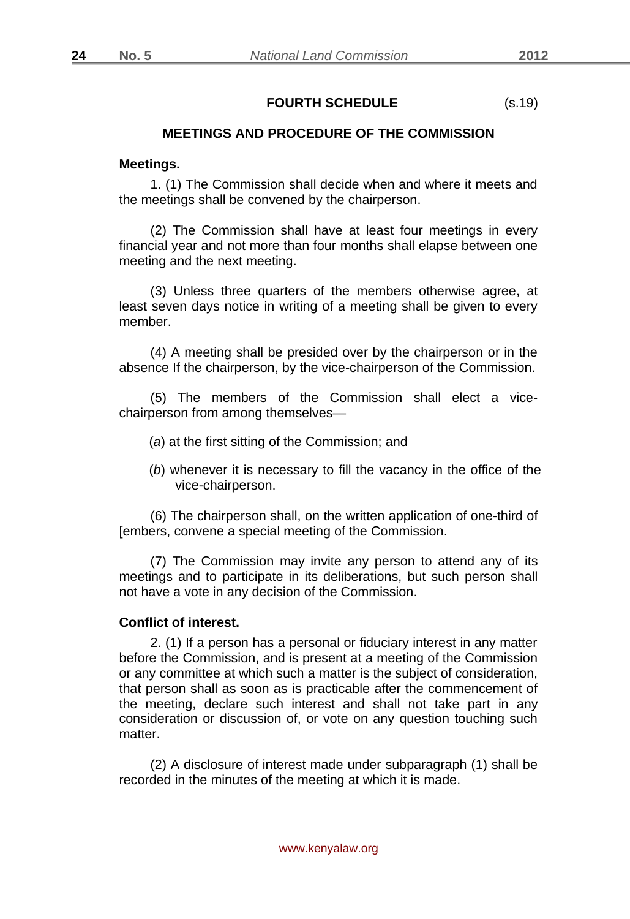## FOURTH SCHEDULE (s.19)

### MEETINGS AND PROCEDURE OF THE COMMISSION

**Meetings.**

1. (1) The Commission shall decide when and where it meets and the meetings shall be convened by the chairperson.

(2) The Commission shall have at least four meetings in every financial year and not more than four months shall elapse between one meeting and the next meeting.

(3) Unless three quarters of the members otherwise agree, at least seven days notice in writing of a meeting shall be given to every member.

(4) A meeting shall be presided over by the chairperson or in the absence If the chairperson, by the vice-chairperson of the Commission.

(5) The members of the Commission shall elect a vice-chairperson from among themselves—

(*a*) at the first sitting of the Commission; and

(*b*) whenever it is necessary to fill the vacancy in the office of the vice-chairperson.

(6) The chairperson shall, on the written application of one-third of [embers, convene a special meeting of the Commission.

(7) The Commission may invite any person to attend any of its meetings and to participate in its deliberations, but such person shall not have a vote in any decision of the Commission.

**Conflict of interest.**

2. (1) If a person has a personal or fiduciary interest in any matter before the Commission, and is present at a meeting of the Commission or any committee at which such a matter is the subject of consideration, that person shall as soon as is practicable after the commencement of the meeting, declare such interest and shall not take part in any consideration or discussion of, or vote on any question touching such matter.

(2) A disclosure of interest made under subparagraph (1) shall be recorded in the minutes of the meeting at which it is made.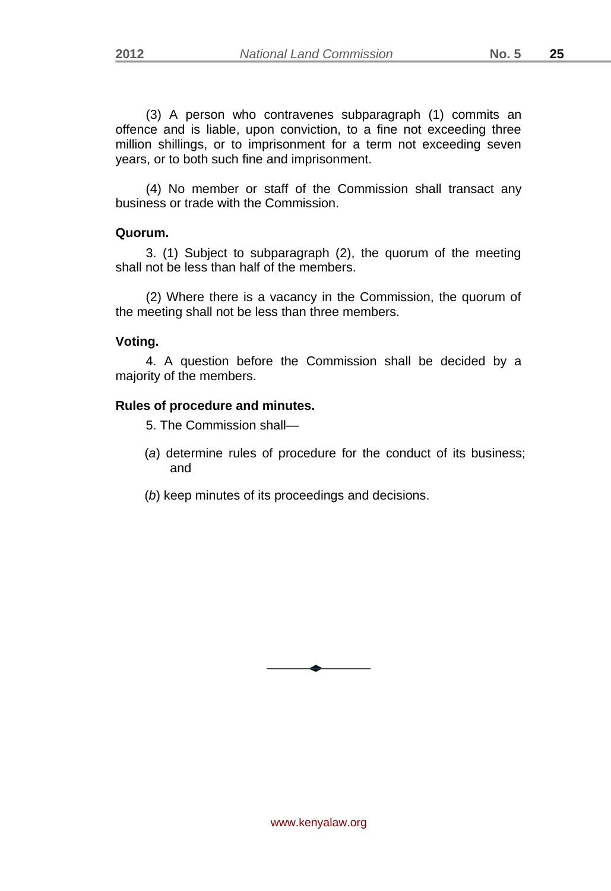(3) A person who contravenes subparagraph (1) commits an offence and is liable, upon conviction, to a fine not exceeding three million shillings, or to imprisonment for a term not exceeding seven years, or to both such fine and imprisonment.

(4) No member or staff of the Commission shall transact any business or trade with the Commission.

**Quorum.**

3. (1) Subject to subparagraph (2), the quorum of the meeting shall not be less than half of the members.

(2) Where there is a vacancy in the Commission, the quorum of the meeting shall not be less than three members.

**Voting.**

4. A question before the Commission shall be decided by a majority of the members.

**Rules of procedure and minutes.**

5. The Commission shall—

(*a*) determine rules of procedure for the conduct of its business; and

(*b*) keep minutes of its proceedings and decisions.